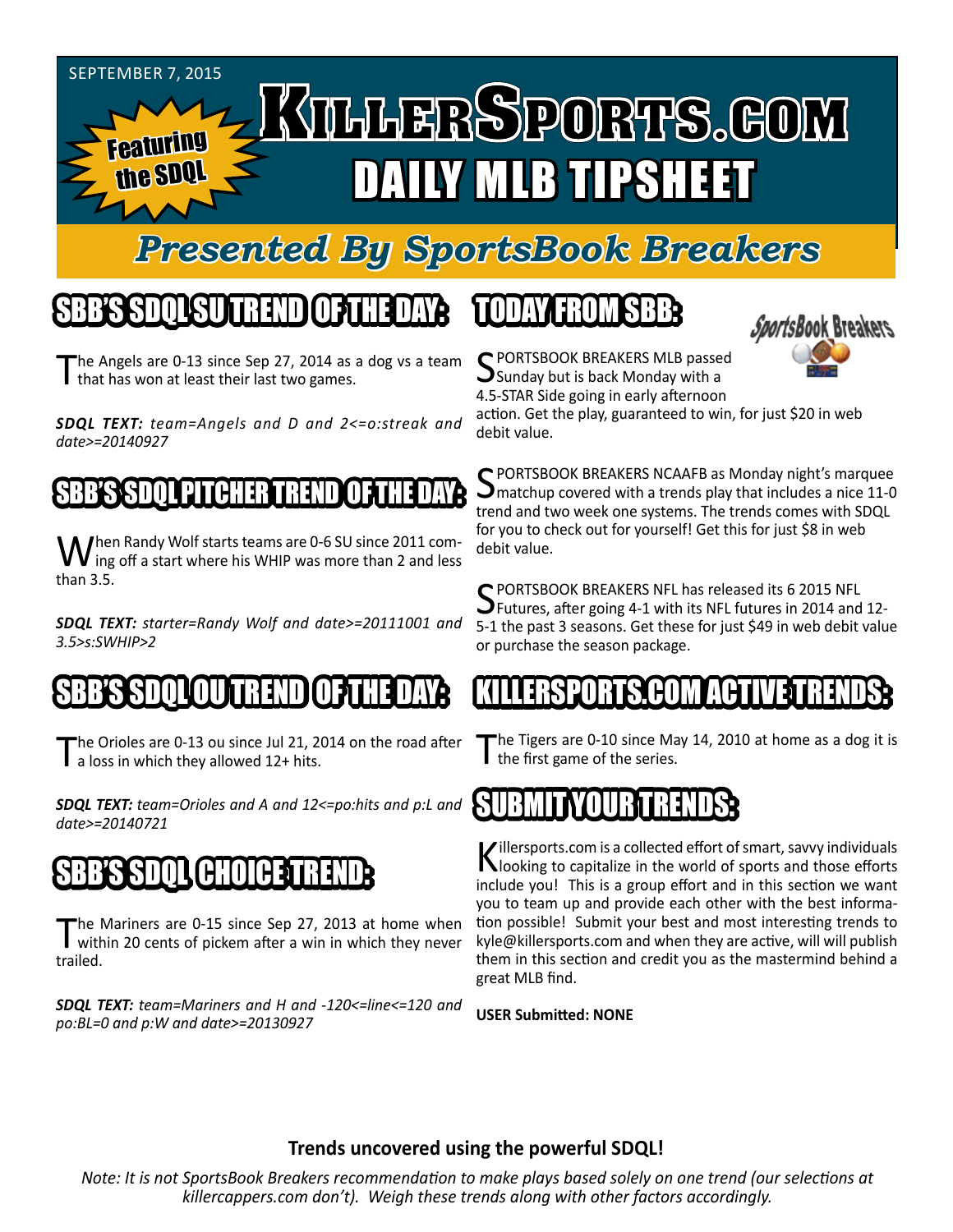SEPTEMBER 7, 2015

Featuring the SDQL

# KillerSports.com

# DAILY MLB TIPSHEET

## Presented By SportsBook Breakers

## SBB'S SDQL SU TREND OF THE DAY:

The Angels are 0-13 since Sep 27, 2014 as a dog vs a team that has won at least their last two games.

***SDQL TEXT:*** *team=Angels and D and 2<=o:streak and date>=20140927*

## SBB'S SDQL PITCHER TREND OF THE DAY:

When Randy Wolf starts teams are 0-6 SU since 2011 coming off a start where his WHIP was more than 2 and less than 3.5.

***SDQL TEXT:*** *starter=Randy Wolf and date>=20111001 and 3.5>s:SWHIP>2*

## SBB'S SDQL OU TREND OF THE DAY:

The Orioles are 0-13 ou since Jul 21, 2014 on the road after a loss in which they allowed 12+ hits.

***SDQL TEXT:*** *team=Orioles and A and 12<=po:hits and p:L and date>=20140721*

## SBB'S SDQL CHOICE TREND:

The Mariners are 0-15 since Sep 27, 2013 at home when within 20 cents of pickem after a win in which they never trailed.

***SDQL TEXT:*** *team=Mariners and H and -120<=line<=120 and po:BL=0 and p:W and date>=20130927*

## TODAY FROM SBB:

SportsBook Breakers

SPORTSBOOK BREAKERS MLB passed Sunday but is back Monday with a 4.5-STAR Side going in early afternoon action. Get the play, guaranteed to win, for just $20 in web debit value.

SPORTSBOOK BREAKERS NCAAFB as Monday night's marquee matchup covered with a trends play that includes a nice 11-0 trend and two week one systems. The trends comes with SDQL for you to check out for yourself! Get this for just $8 in web debit value.

SPORTSBOOK BREAKERS NFL has released its 6 2015 NFL Futures, after going 4-1 with its NFL futures in 2014 and 12-5-1 the past 3 seasons. Get these for just $49 in web debit value or purchase the season package.

## KILLERSPORTS.COM ACTIVE TRENDS:

The Tigers are 0-10 since May 14, 2010 at home as a dog it is the first game of the series.

## SUBMIT YOUR TRENDS:

Killersports.com is a collected effort of smart, savvy individuals looking to capitalize in the world of sports and those efforts include you! This is a group effort and in this section we want you to team up and provide each other with the best information possible! Submit your best and most interesting trends to kyle@killersports.com and when they are active, will will publish them in this section and credit you as the mastermind behind a great MLB find.

**USER Submitted: NONE**

**Trends uncovered using the powerful SDQL!**

*Note: It is not SportsBook Breakers recommendation to make plays based solely on one trend (our selections at killercappers.com don't). Weigh these trends along with other factors accordingly.*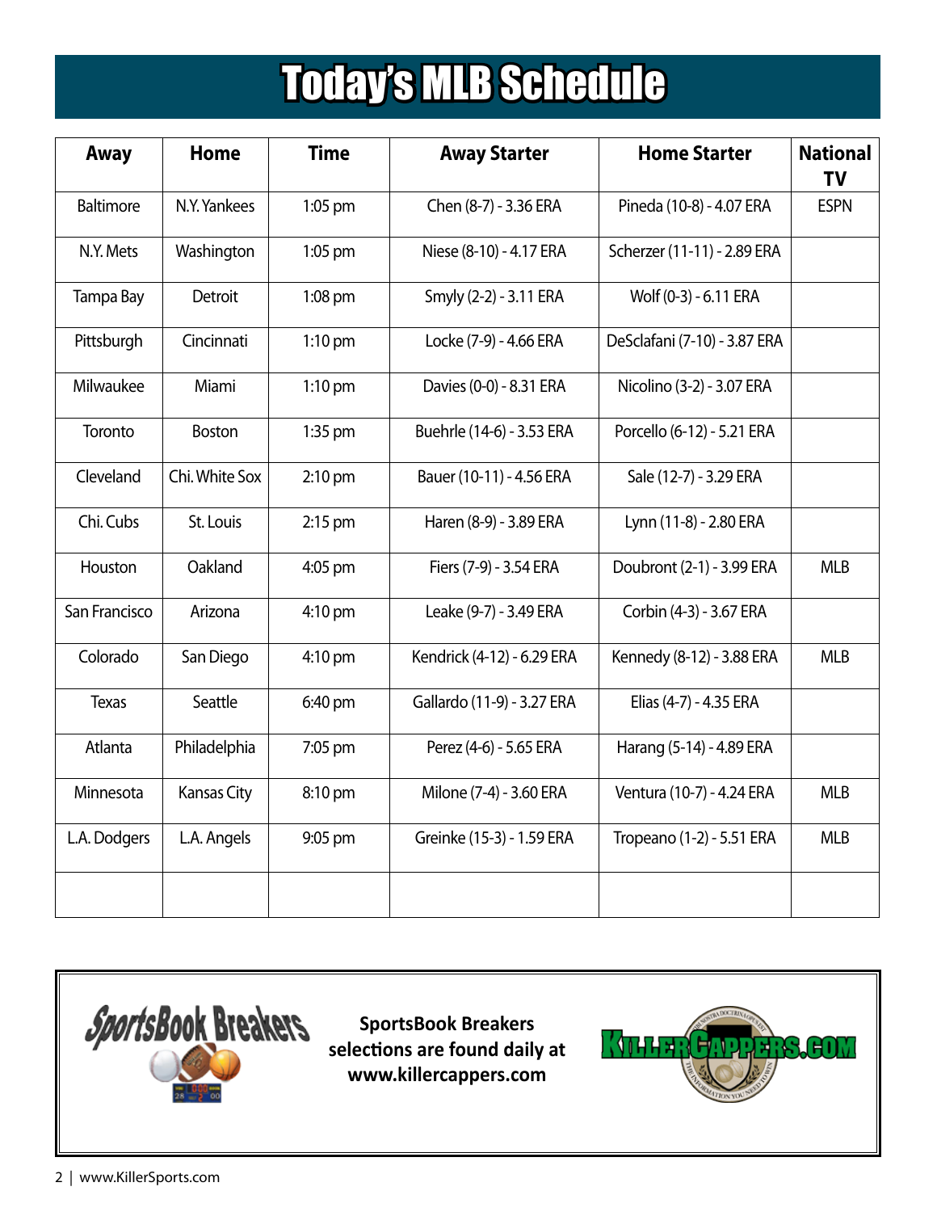# Today's MLB Schedule

| Away | Home | Time | Away Starter | Home Starter | National TV |
|---|---|---|---|---|---|
| Baltimore | N.Y. Yankees | 1:05 pm | Chen (8-7) - 3.36 ERA | Pineda (10-8) - 4.07 ERA | ESPN |
| N.Y. Mets | Washington | 1:05 pm | Niese (8-10) - 4.17 ERA | Scherzer (11-11) - 2.89 ERA | |
| Tampa Bay | Detroit | 1:08 pm | Smyly (2-2) - 3.11 ERA | Wolf (0-3) - 6.11 ERA | |
| Pittsburgh | Cincinnati | 1:10 pm | Locke (7-9) - 4.66 ERA | DeSclafani (7-10) - 3.87 ERA | |
| Milwaukee | Miami | 1:10 pm | Davies (0-0) - 8.31 ERA | Nicolino (3-2) - 3.07 ERA | |
| Toronto | Boston | 1:35 pm | Buehrle (14-6) - 3.53 ERA | Porcello (6-12) - 5.21 ERA | |
| Cleveland | Chi. White Sox | 2:10 pm | Bauer (10-11) - 4.56 ERA | Sale (12-7) - 3.29 ERA | |
| Chi. Cubs | St. Louis | 2:15 pm | Haren (8-9) - 3.89 ERA | Lynn (11-8) - 2.80 ERA | |
| Houston | Oakland | 4:05 pm | Fiers (7-9) - 3.54 ERA | Doubront (2-1) - 3.99 ERA | MLB |
| San Francisco | Arizona | 4:10 pm | Leake (9-7) - 3.49 ERA | Corbin (4-3) - 3.67 ERA | |
| Colorado | San Diego | 4:10 pm | Kendrick (4-12) - 6.29 ERA | Kennedy (8-12) - 3.88 ERA | MLB |
| Texas | Seattle | 6:40 pm | Gallardo (11-9) - 3.27 ERA | Elias (4-7) - 4.35 ERA | |
| Atlanta | Philadelphia | 7:05 pm | Perez (4-6) - 5.65 ERA | Harang (5-14) - 4.89 ERA | |
| Minnesota | Kansas City | 8:10 pm | Milone (7-4) - 3.60 ERA | Ventura (10-7) - 4.24 ERA | MLB |
| L.A. Dodgers | L.A. Angels | 9:05 pm | Greinke (15-3) - 1.59 ERA | Tropeano (1-2) - 5.51 ERA | MLB |
| | | | | | |

SportsBook Breakers

**SportsBook Breakers selections are found daily at www.killercappers.com**

KillerCappers.com

www.KillerSports.com